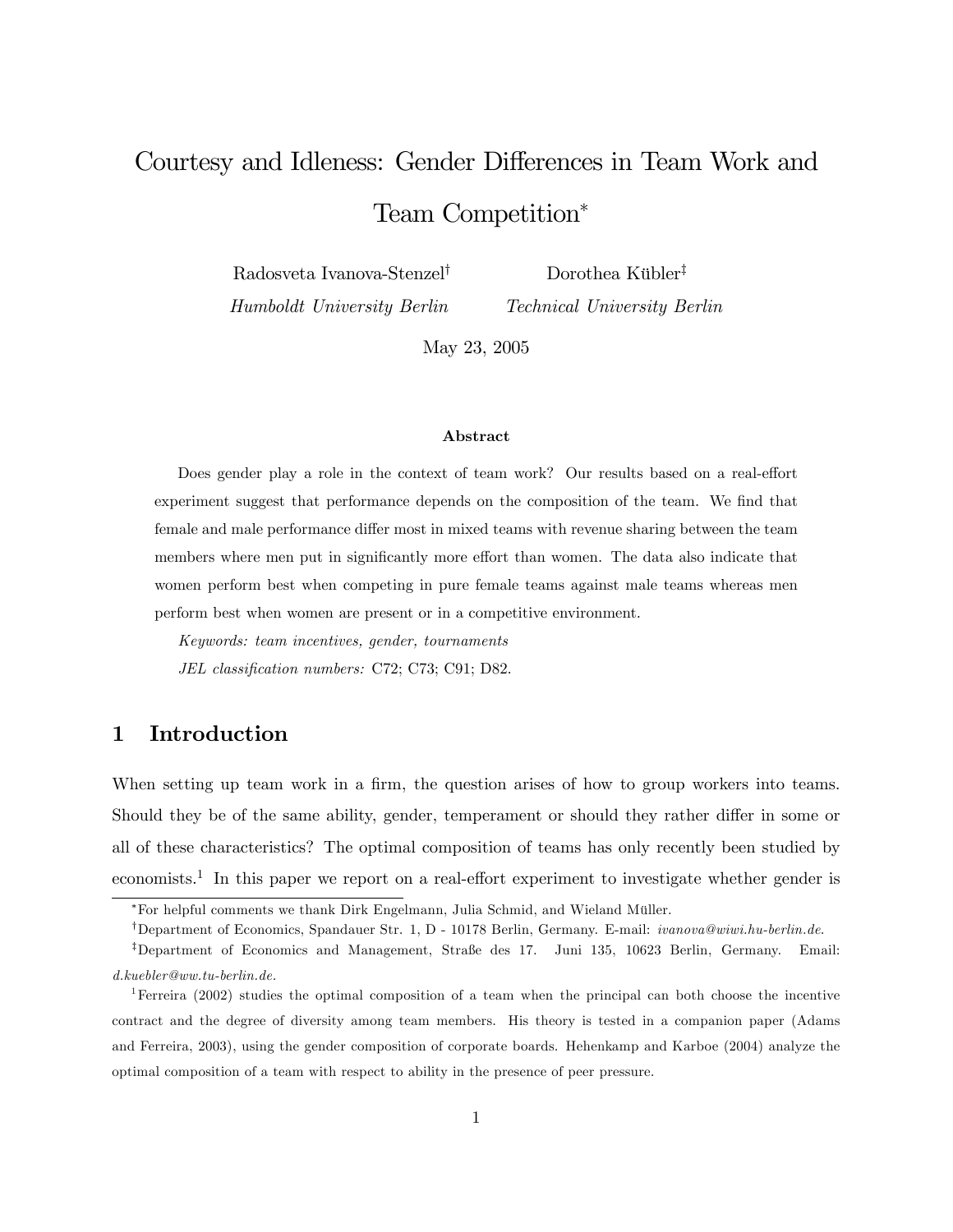# Courtesy and Idleness: Gender Differences in Team Work and Team Competition*

Radosveta Ivanova-Stenzel[†]
*Humboldt University Berlin*

Dorothea Kübler[‡]
*Technical University Berlin*

May 23, 2005

### Abstract

Does gender play a role in the context of team work? Our results based on a real-effort experiment suggest that performance depends on the composition of the team. We find that female and male performance differ most in mixed teams with revenue sharing between the team members where men put in significantly more effort than women. The data also indicate that women perform best when competing in pure female teams against male teams whereas men perform best when women are present or in a competitive environment.

*Keywords: team incentives, gender, tournaments*

*JEL classification numbers:* C72; C73; C91; D82.

## 1 Introduction

When setting up team work in a firm, the question arises of how to group workers into teams. Should they be of the same ability, gender, temperament or should they rather differ in some or all of these characteristics? The optimal composition of teams has only recently been studied by economists.[1] In this paper we report on a real-effort experiment to investigate whether gender is

---

*For helpful comments we thank Dirk Engelmann, Julia Schmid, and Wieland Müller.

[†]Department of Economics, Spandauer Str. 1, D - 10178 Berlin, Germany. E-mail: *ivanova@wiwi.hu-berlin.de*.

[‡]Department of Economics and Management, Straße des 17. Juni 135, 10623 Berlin, Germany. Email: *d.kuebler@ww.tu-berlin.de*.

[1]Ferreira (2002) studies the optimal composition of a team when the principal can both choose the incentive contract and the degree of diversity among team members. His theory is tested in a companion paper (Adams and Ferreira, 2003), using the gender composition of corporate boards. Hehenkamp and Karboe (2004) analyze the optimal composition of a team with respect to ability in the presence of peer pressure.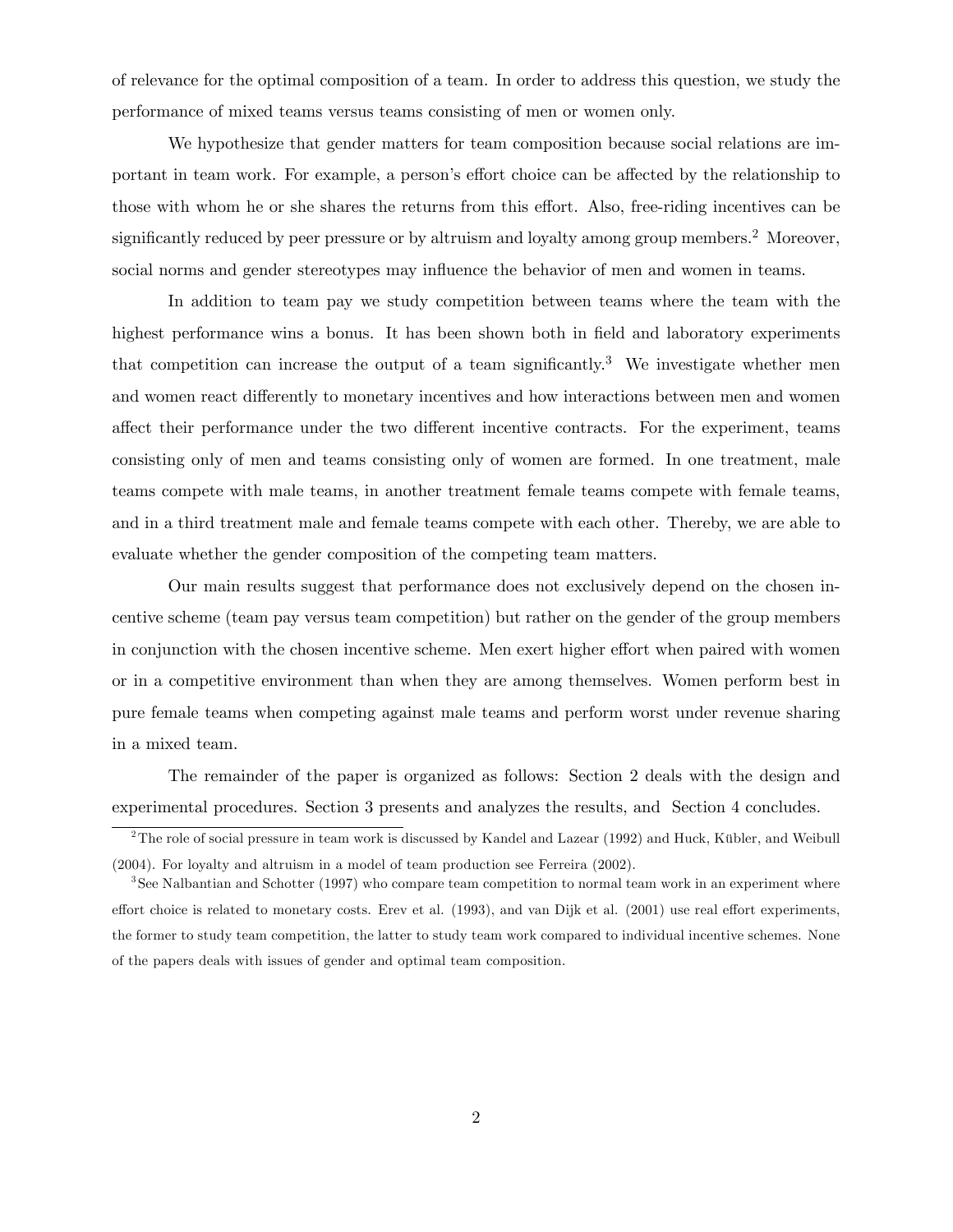of relevance for the optimal composition of a team. In order to address this question, we study the performance of mixed teams versus teams consisting of men or women only.

We hypothesize that gender matters for team composition because social relations are important in team work. For example, a person's effort choice can be affected by the relationship to those with whom he or she shares the returns from this effort. Also, free-riding incentives can be significantly reduced by peer pressure or by altruism and loyalty among group members.[2] Moreover, social norms and gender stereotypes may influence the behavior of men and women in teams.

In addition to team pay we study competition between teams where the team with the highest performance wins a bonus. It has been shown both in field and laboratory experiments that competition can increase the output of a team significantly.[3] We investigate whether men and women react differently to monetary incentives and how interactions between men and women affect their performance under the two different incentive contracts. For the experiment, teams consisting only of men and teams consisting only of women are formed. In one treatment, male teams compete with male teams, in another treatment female teams compete with female teams, and in a third treatment male and female teams compete with each other. Thereby, we are able to evaluate whether the gender composition of the competing team matters.

Our main results suggest that performance does not exclusively depend on the chosen incentive scheme (team pay versus team competition) but rather on the gender of the group members in conjunction with the chosen incentive scheme. Men exert higher effort when paired with women or in a competitive environment than when they are among themselves. Women perform best in pure female teams when competing against male teams and perform worst under revenue sharing in a mixed team.

The remainder of the paper is organized as follows: Section 2 deals with the design and experimental procedures. Section 3 presents and analyzes the results, and Section 4 concludes.

[2] The role of social pressure in team work is discussed by Kandel and Lazear (1992) and Huck, Kübler, and Weibull (2004). For loyalty and altruism in a model of team production see Ferreira (2002).

[3] See Nalbantian and Schotter (1997) who compare team competition to normal team work in an experiment where effort choice is related to monetary costs. Erev et al. (1993), and van Dijk et al. (2001) use real effort experiments, the former to study team competition, the latter to study team work compared to individual incentive schemes. None of the papers deals with issues of gender and optimal team composition.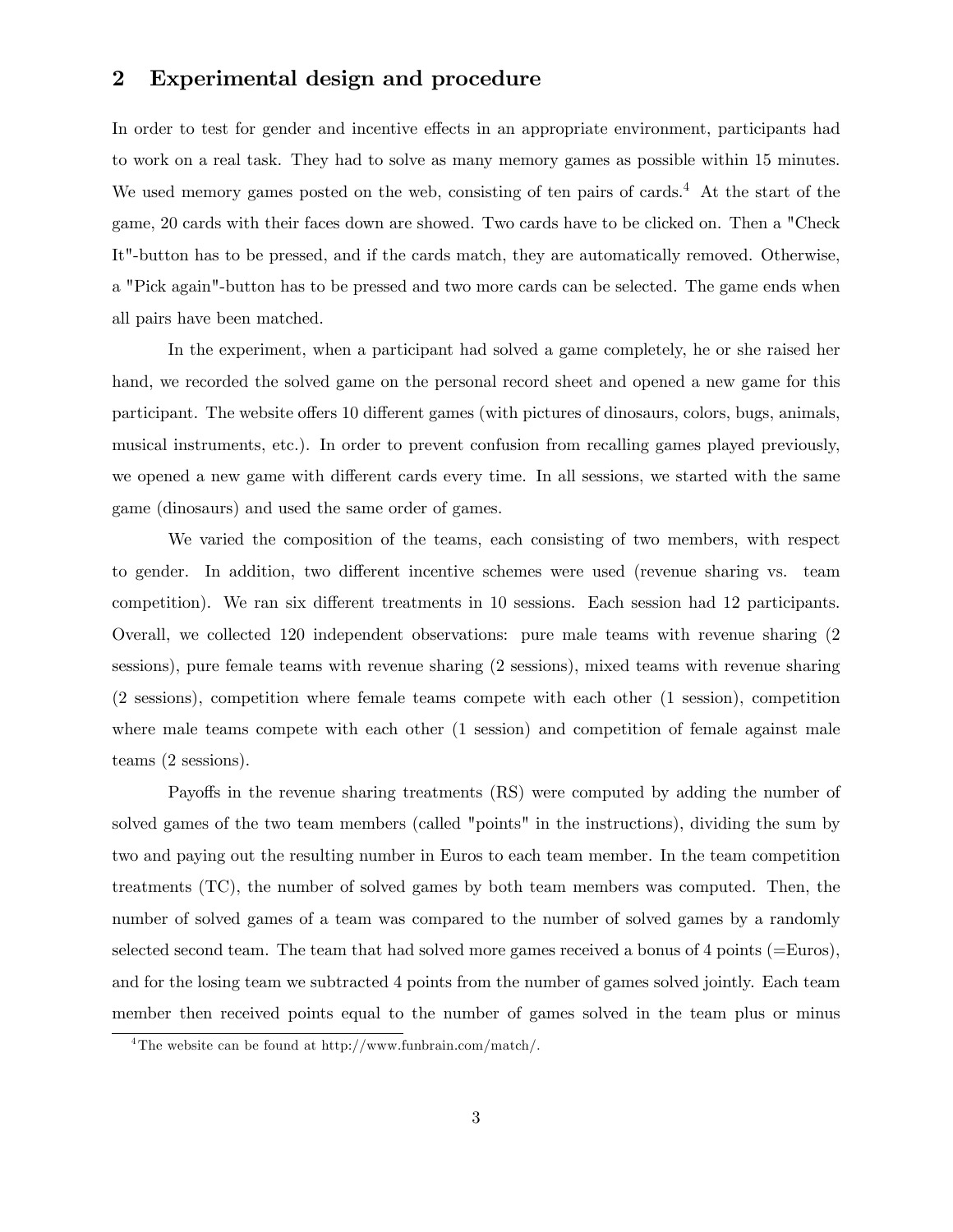## 2 Experimental design and procedure

In order to test for gender and incentive effects in an appropriate environment, participants had to work on a real task. They had to solve as many memory games as possible within 15 minutes. We used memory games posted on the web, consisting of ten pairs of cards.[4] At the start of the game, 20 cards with their faces down are showed. Two cards have to be clicked on. Then a "Check It"-button has to be pressed, and if the cards match, they are automatically removed. Otherwise, a "Pick again"-button has to be pressed and two more cards can be selected. The game ends when all pairs have been matched.

In the experiment, when a participant had solved a game completely, he or she raised her hand, we recorded the solved game on the personal record sheet and opened a new game for this participant. The website offers 10 different games (with pictures of dinosaurs, colors, bugs, animals, musical instruments, etc.). In order to prevent confusion from recalling games played previously, we opened a new game with different cards every time. In all sessions, we started with the same game (dinosaurs) and used the same order of games.

We varied the composition of the teams, each consisting of two members, with respect to gender. In addition, two different incentive schemes were used (revenue sharing vs. team competition). We ran six different treatments in 10 sessions. Each session had 12 participants. Overall, we collected 120 independent observations: pure male teams with revenue sharing (2 sessions), pure female teams with revenue sharing (2 sessions), mixed teams with revenue sharing (2 sessions), competition where female teams compete with each other (1 session), competition where male teams compete with each other (1 session) and competition of female against male teams (2 sessions).

Payoffs in the revenue sharing treatments (RS) were computed by adding the number of solved games of the two team members (called "points" in the instructions), dividing the sum by two and paying out the resulting number in Euros to each team member. In the team competition treatments (TC), the number of solved games by both team members was computed. Then, the number of solved games of a team was compared to the number of solved games by a randomly selected second team. The team that had solved more games received a bonus of 4 points (=Euros), and for the losing team we subtracted 4 points from the number of games solved jointly. Each team member then received points equal to the number of games solved in the team plus or minus

[4] The website can be found at http://www.funbrain.com/match/.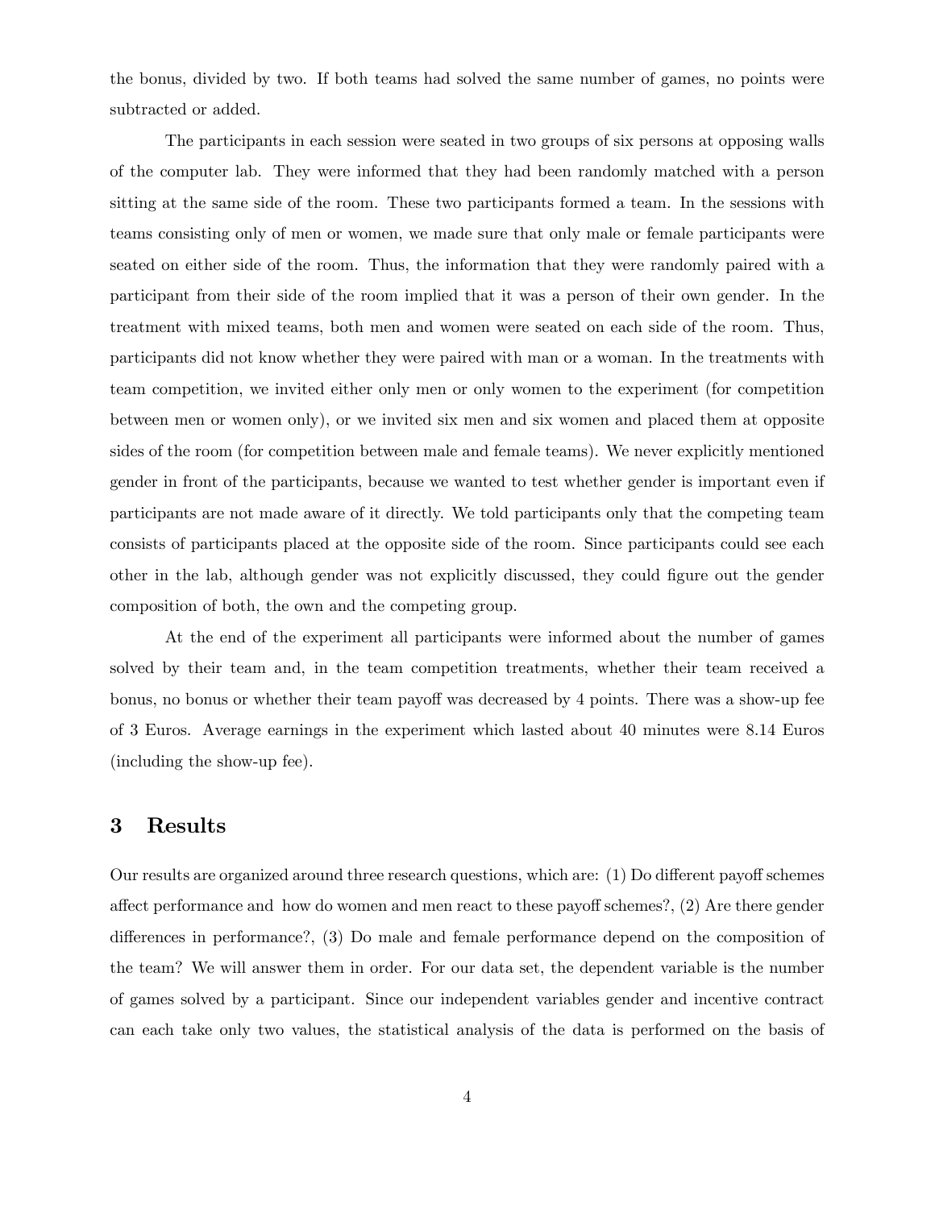the bonus, divided by two. If both teams had solved the same number of games, no points were subtracted or added.

The participants in each session were seated in two groups of six persons at opposing walls of the computer lab. They were informed that they had been randomly matched with a person sitting at the same side of the room. These two participants formed a team. In the sessions with teams consisting only of men or women, we made sure that only male or female participants were seated on either side of the room. Thus, the information that they were randomly paired with a participant from their side of the room implied that it was a person of their own gender. In the treatment with mixed teams, both men and women were seated on each side of the room. Thus, participants did not know whether they were paired with man or a woman. In the treatments with team competition, we invited either only men or only women to the experiment (for competition between men or women only), or we invited six men and six women and placed them at opposite sides of the room (for competition between male and female teams). We never explicitly mentioned gender in front of the participants, because we wanted to test whether gender is important even if participants are not made aware of it directly. We told participants only that the competing team consists of participants placed at the opposite side of the room. Since participants could see each other in the lab, although gender was not explicitly discussed, they could figure out the gender composition of both, the own and the competing group.

At the end of the experiment all participants were informed about the number of games solved by their team and, in the team competition treatments, whether their team received a bonus, no bonus or whether their team payoff was decreased by 4 points. There was a show-up fee of 3 Euros. Average earnings in the experiment which lasted about 40 minutes were 8.14 Euros (including the show-up fee).

## 3 Results

Our results are organized around three research questions, which are: (1) Do different payoff schemes affect performance and how do women and men react to these payoff schemes?, (2) Are there gender differences in performance?, (3) Do male and female performance depend on the composition of the team? We will answer them in order. For our data set, the dependent variable is the number of games solved by a participant. Since our independent variables gender and incentive contract can each take only two values, the statistical analysis of the data is performed on the basis of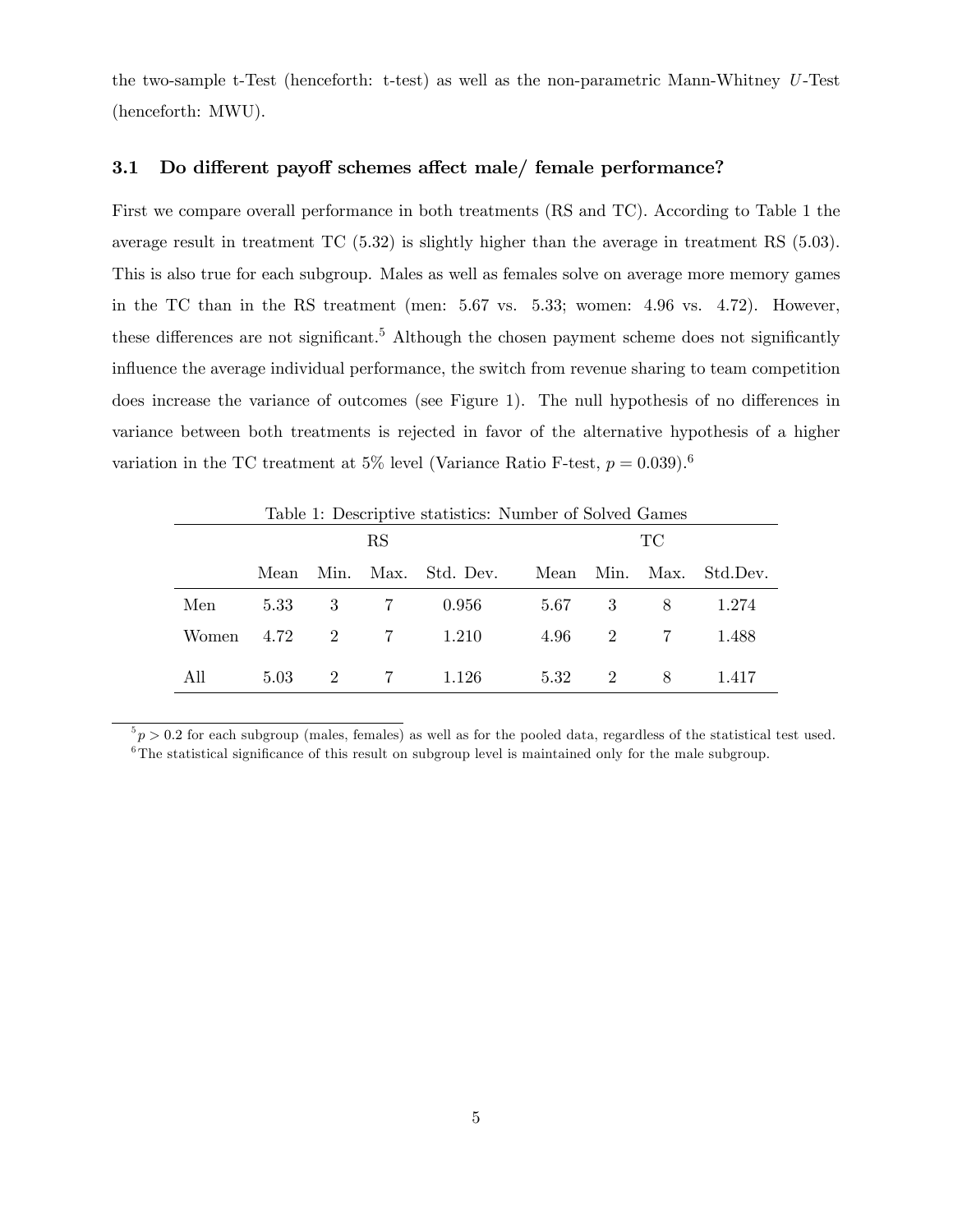the two-sample t-Test (henceforth: t-test) as well as the non-parametric Mann-Whitney $U$-Test (henceforth: MWU).

### 3.1 Do different payoff schemes affect male/ female performance?

First we compare overall performance in both treatments (RS and TC). According to Table 1 the average result in treatment TC (5.32) is slightly higher than the average in treatment RS (5.03). This is also true for each subgroup. Males as well as females solve on average more memory games in the TC than in the RS treatment (men: 5.67 vs. 5.33; women: 4.96 vs. 4.72). However, these differences are not significant.[5] Although the chosen payment scheme does not significantly influence the average individual performance, the switch from revenue sharing to team competition does increase the variance of outcomes (see Figure 1). The null hypothesis of no differences in variance between both treatments is rejected in favor of the alternative hypothesis of a higher variation in the TC treatment at 5% level (Variance Ratio F-test, $p = 0.039$).[6]

Table 1: Descriptive statistics: Number of Solved Games

| | RS | | | | TC | | | |
|---|---|---|---|---|---|---|---|---|
| | Mean | Min. | Max. | Std. Dev. | Mean | Min. | Max. | Std.Dev. |
| Men | 5.33 | 3 | 7 | 0.956 | 5.67 | 3 | 8 | 1.274 |
| Women | 4.72 | 2 | 7 | 1.210 | 4.96 | 2 | 7 | 1.488 |
| All | 5.03 | 2 | 7 | 1.126 | 5.32 | 2 | 8 | 1.417 |

[5] $p > 0.2$ for each subgroup (males, females) as well as for the pooled data, regardless of the statistical test used.

[6] The statistical significance of this result on subgroup level is maintained only for the male subgroup.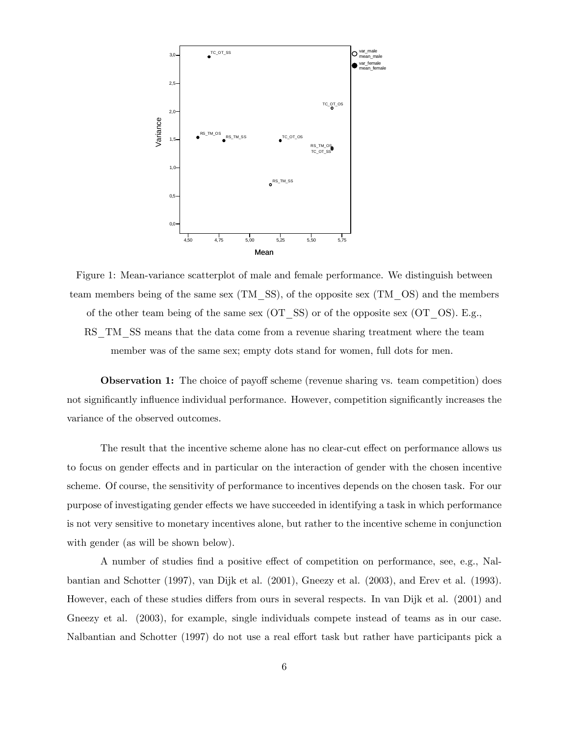Figure 1: Mean-variance scatterplot of male and female performance. We distinguish between team members being of the same sex (TM_SS), of the opposite sex (TM_OS) and the members of the other team being of the same sex (OT_SS) or of the opposite sex (OT_OS). E.g., RS_TM_SS means that the data come from a revenue sharing treatment where the team member was of the same sex; empty dots stand for women, full dots for men.

**Observation 1:** The choice of payoff scheme (revenue sharing vs. team competition) does not significantly influence individual performance. However, competition significantly increases the variance of the observed outcomes.

The result that the incentive scheme alone has no clear-cut effect on performance allows us to focus on gender effects and in particular on the interaction of gender with the chosen incentive scheme. Of course, the sensitivity of performance to incentives depends on the chosen task. For our purpose of investigating gender effects we have succeeded in identifying a task in which performance is not very sensitive to monetary incentives alone, but rather to the incentive scheme in conjunction with gender (as will be shown below).

A number of studies find a positive effect of competition on performance, see, e.g., Nalbantian and Schotter (1997), van Dijk et al. (2001), Gneezy et al. (2003), and Erev et al. (1993). However, each of these studies differs from ours in several respects. In van Dijk et al. (2001) and Gneezy et al. (2003), for example, single individuals compete instead of teams as in our case. Nalbantian and Schotter (1997) do not use a real effort task but rather have participants pick a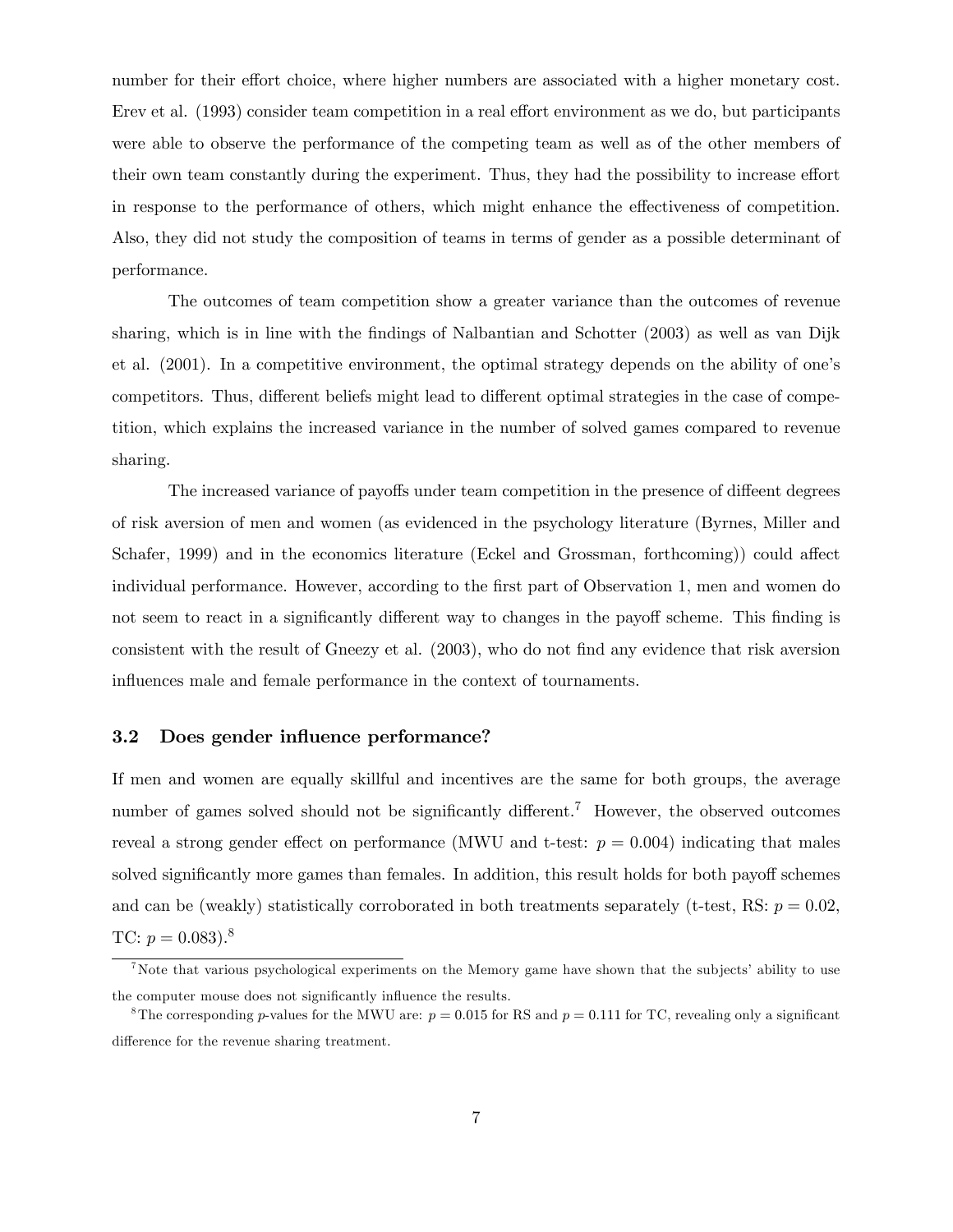number for their effort choice, where higher numbers are associated with a higher monetary cost. Erev et al. (1993) consider team competition in a real effort environment as we do, but participants were able to observe the performance of the competing team as well as of the other members of their own team constantly during the experiment. Thus, they had the possibility to increase effort in response to the performance of others, which might enhance the effectiveness of competition. Also, they did not study the composition of teams in terms of gender as a possible determinant of performance.

The outcomes of team competition show a greater variance than the outcomes of revenue sharing, which is in line with the findings of Nalbantian and Schotter (2003) as well as van Dijk et al. (2001). In a competitive environment, the optimal strategy depends on the ability of one's competitors. Thus, different beliefs might lead to different optimal strategies in the case of competition, which explains the increased variance in the number of solved games compared to revenue sharing.

The increased variance of payoffs under team competition in the presence of diffeent degrees of risk aversion of men and women (as evidenced in the psychology literature (Byrnes, Miller and Schafer, 1999) and in the economics literature (Eckel and Grossman, forthcoming)) could affect individual performance. However, according to the first part of Observation 1, men and women do not seem to react in a significantly different way to changes in the payoff scheme. This finding is consistent with the result of Gneezy et al. (2003), who do not find any evidence that risk aversion influences male and female performance in the context of tournaments.

### 3.2 Does gender influence performance?

If men and women are equally skillful and incentives are the same for both groups, the average number of games solved should not be significantly different.[7] However, the observed outcomes reveal a strong gender effect on performance (MWU and t-test: $p = 0.004$) indicating that males solved significantly more games than females. In addition, this result holds for both payoff schemes and can be (weakly) statistically corroborated in both treatments separately (t-test, RS: $p = 0.02$, TC: $p = 0.083$).[8]

[7] Note that various psychological experiments on the Memory game have shown that the subjects' ability to use the computer mouse does not significantly influence the results.

[8] The corresponding $p$-values for the MWU are: $p = 0.015$ for RS and $p = 0.111$ for TC, revealing only a significant difference for the revenue sharing treatment.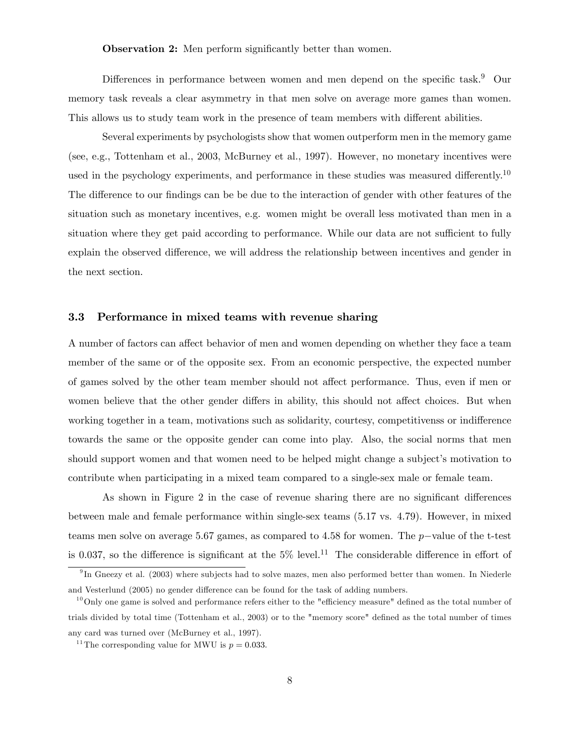**Observation 2:** Men perform significantly better than women.

Differences in performance between women and men depend on the specific task.[9] Our memory task reveals a clear asymmetry in that men solve on average more games than women. This allows us to study team work in the presence of team members with different abilities.

Several experiments by psychologists show that women outperform men in the memory game (see, e.g., Tottenham et al., 2003, McBurney et al., 1997). However, no monetary incentives were used in the psychology experiments, and performance in these studies was measured differently.[10] The difference to our findings can be be due to the interaction of gender with other features of the situation such as monetary incentives, e.g. women might be overall less motivated than men in a situation where they get paid according to performance. While our data are not sufficient to fully explain the observed difference, we will address the relationship between incentives and gender in the next section.

### 3.3 Performance in mixed teams with revenue sharing

A number of factors can affect behavior of men and women depending on whether they face a team member of the same or of the opposite sex. From an economic perspective, the expected number of games solved by the other team member should not affect performance. Thus, even if men or women believe that the other gender differs in ability, this should not affect choices. But when working together in a team, motivations such as solidarity, courtesy, competitivenss or indifference towards the same or the opposite gender can come into play. Also, the social norms that men should support women and that women need to be helped might change a subject's motivation to contribute when participating in a mixed team compared to a single-sex male or female team.

As shown in Figure 2 in the case of revenue sharing there are no significant differences between male and female performance within single-sex teams (5.17 vs. 4.79). However, in mixed teams men solve on average 5.67 games, as compared to 4.58 for women. The $p-$value of the t-test is 0.037, so the difference is significant at the 5% level.[11] The considerable difference in effort of

---

[9] In Gneezy et al. (2003) where subjects had to solve mazes, men also performed better than women. In Niederle and Vesterlund (2005) no gender difference can be found for the task of adding numbers.

[10] Only one game is solved and performance refers either to the "efficiency measure" defined as the total number of trials divided by total time (Tottenham et al., 2003) or to the "memory score" defined as the total number of times any card was turned over (McBurney et al., 1997).

[11] The corresponding value for MWU is $p = 0.033$.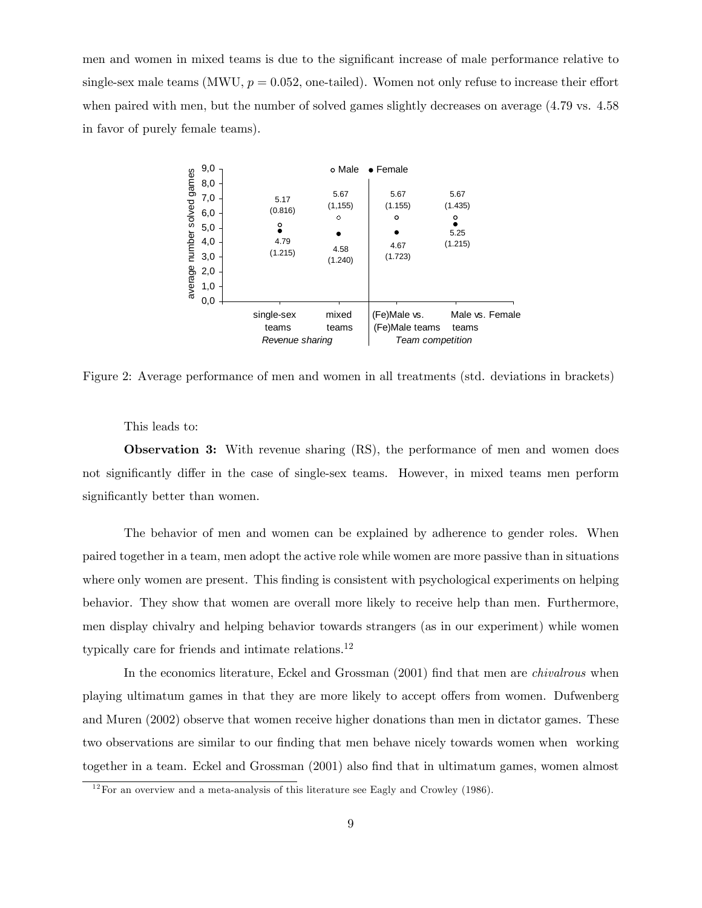men and women in mixed teams is due to the significant increase of male performance relative to single-sex male teams (MWU, $p = 0.052$, one-tailed). Women not only refuse to increase their effort when paired with men, but the number of solved games slightly decreases on average (4.79 vs. 4.58 in favor of purely female teams).

Figure 2: Average performance of men and women in all treatments (std. deviations in brackets)

This leads to:

**Observation 3:** With revenue sharing (RS), the performance of men and women does not significantly differ in the case of single-sex teams. However, in mixed teams men perform significantly better than women.

The behavior of men and women can be explained by adherence to gender roles. When paired together in a team, men adopt the active role while women are more passive than in situations where only women are present. This finding is consistent with psychological experiments on helping behavior. They show that women are overall more likely to receive help than men. Furthermore, men display chivalry and helping behavior towards strangers (as in our experiment) while women typically care for friends and intimate relations.[12]

In the economics literature, Eckel and Grossman (2001) find that men are *chivalrous* when playing ultimatum games in that they are more likely to accept offers from women. Dufwenberg and Muren (2002) observe that women receive higher donations than men in dictator games. These two observations are similar to our finding that men behave nicely towards women when working together in a team. Eckel and Grossman (2001) also find that in ultimatum games, women almost

[12] For an overview and a meta-analysis of this literature see Eagly and Crowley (1986).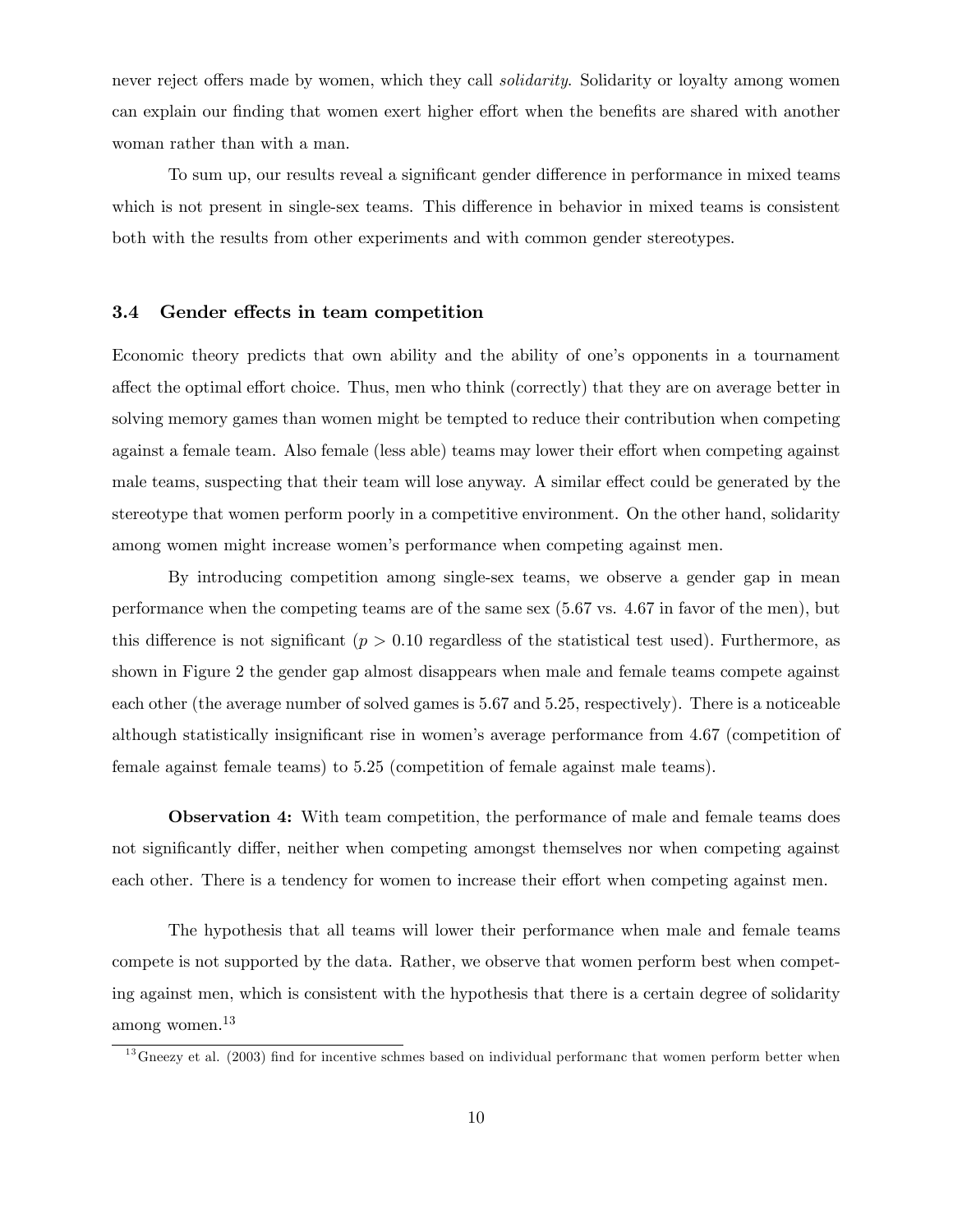never reject offers made by women, which they call *solidarity*. Solidarity or loyalty among women can explain our finding that women exert higher effort when the benefits are shared with another woman rather than with a man.

To sum up, our results reveal a significant gender difference in performance in mixed teams which is not present in single-sex teams. This difference in behavior in mixed teams is consistent both with the results from other experiments and with common gender stereotypes.

### 3.4 Gender effects in team competition

Economic theory predicts that own ability and the ability of one's opponents in a tournament affect the optimal effort choice. Thus, men who think (correctly) that they are on average better in solving memory games than women might be tempted to reduce their contribution when competing against a female team. Also female (less able) teams may lower their effort when competing against male teams, suspecting that their team will lose anyway. A similar effect could be generated by the stereotype that women perform poorly in a competitive environment. On the other hand, solidarity among women might increase women's performance when competing against men.

By introducing competition among single-sex teams, we observe a gender gap in mean performance when the competing teams are of the same sex (5.67 vs. 4.67 in favor of the men), but this difference is not significant ($p > 0.10$ regardless of the statistical test used). Furthermore, as shown in Figure 2 the gender gap almost disappears when male and female teams compete against each other (the average number of solved games is 5.67 and 5.25, respectively). There is a noticeable although statistically insignificant rise in women's average performance from 4.67 (competition of female against female teams) to 5.25 (competition of female against male teams).

**Observation 4:** With team competition, the performance of male and female teams does not significantly differ, neither when competing amongst themselves nor when competing against each other. There is a tendency for women to increase their effort when competing against men.

The hypothesis that all teams will lower their performance when male and female teams compete is not supported by the data. Rather, we observe that women perform best when competing against men, which is consistent with the hypothesis that there is a certain degree of solidarity among women.[13]

[13] Gneezy et al. (2003) find for incentive schmes based on individual performanc that women perform better when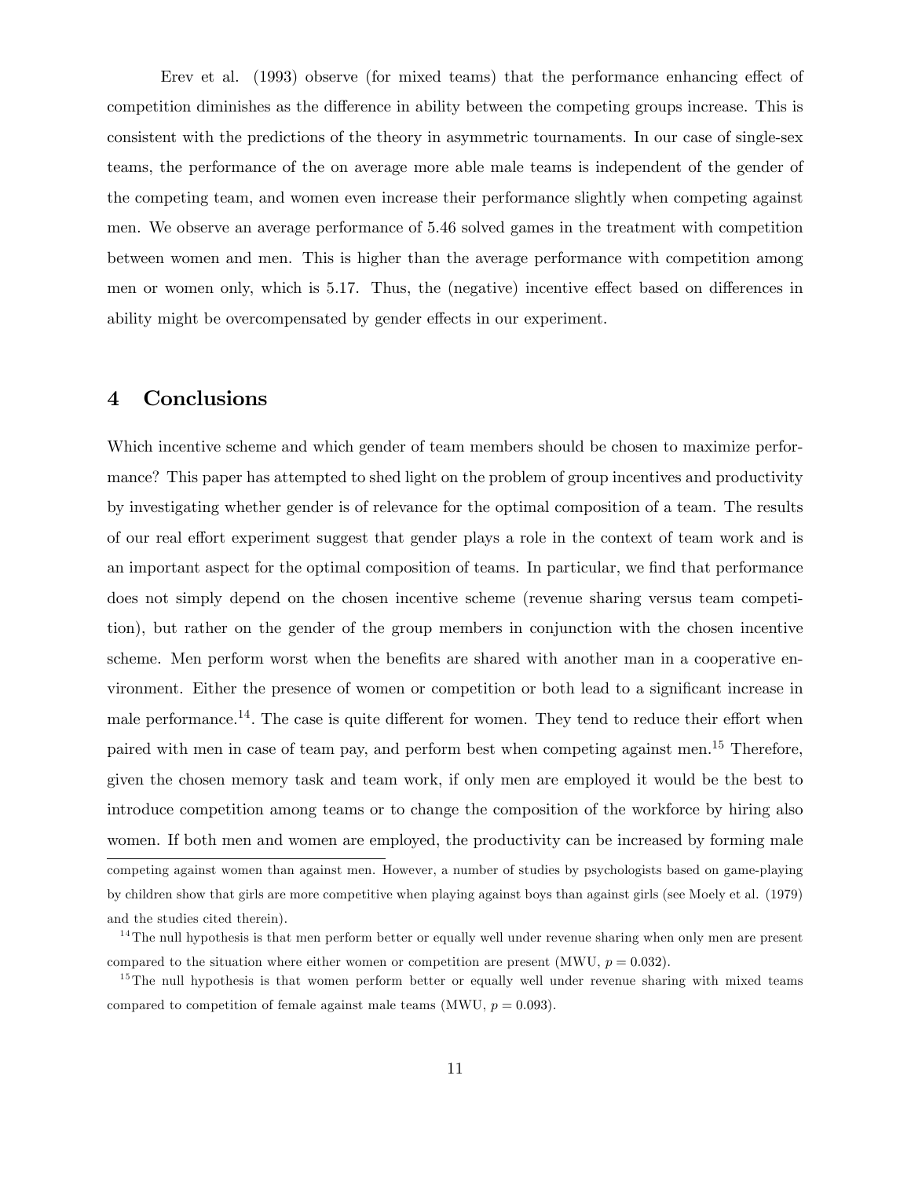Erev et al. (1993) observe (for mixed teams) that the performance enhancing effect of competition diminishes as the difference in ability between the competing groups increase. This is consistent with the predictions of the theory in asymmetric tournaments. In our case of single-sex teams, the performance of the on average more able male teams is independent of the gender of the competing team, and women even increase their performance slightly when competing against men. We observe an average performance of 5.46 solved games in the treatment with competition between women and men. This is higher than the average performance with competition among men or women only, which is 5.17. Thus, the (negative) incentive effect based on differences in ability might be overcompensated by gender effects in our experiment.

## 4 Conclusions

Which incentive scheme and which gender of team members should be chosen to maximize performance? This paper has attempted to shed light on the problem of group incentives and productivity by investigating whether gender is of relevance for the optimal composition of a team. The results of our real effort experiment suggest that gender plays a role in the context of team work and is an important aspect for the optimal composition of teams. In particular, we find that performance does not simply depend on the chosen incentive scheme (revenue sharing versus team competition), but rather on the gender of the group members in conjunction with the chosen incentive scheme. Men perform worst when the benefits are shared with another man in a cooperative environment. Either the presence of women or competition or both lead to a significant increase in male performance.[14]. The case is quite different for women. They tend to reduce their effort when paired with men in case of team pay, and perform best when competing against men.[15] Therefore, given the chosen memory task and team work, if only men are employed it would be the best to introduce competition among teams or to change the composition of the workforce by hiring also women. If both men and women are employed, the productivity can be increased by forming male

competing against women than against men. However, a number of studies by psychologists based on game-playing by children show that girls are more competitive when playing against boys than against girls (see Moely et al. (1979) and the studies cited therein).

[14]The null hypothesis is that men perform better or equally well under revenue sharing when only men are present compared to the situation where either women or competition are present (MWU, $p = 0.032$).

[15]The null hypothesis is that women perform better or equally well under revenue sharing with mixed teams compared to competition of female against male teams (MWU, $p = 0.093$).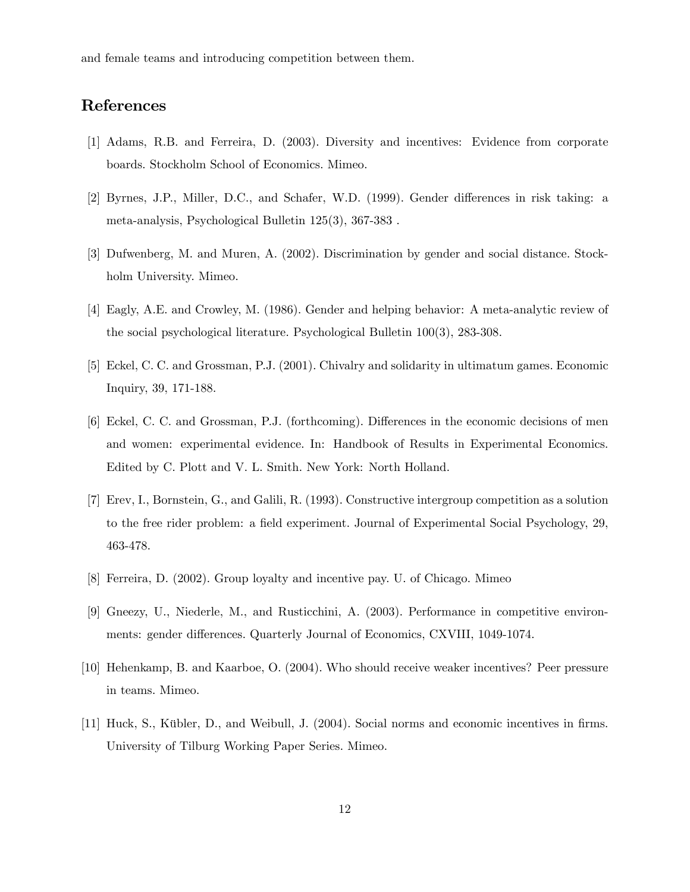and female teams and introducing competition between them.

## References

[1] Adams, R.B. and Ferreira, D. (2003). Diversity and incentives: Evidence from corporate boards. Stockholm School of Economics. Mimeo.

[2] Byrnes, J.P., Miller, D.C., and Schafer, W.D. (1999). Gender differences in risk taking: a meta-analysis, Psychological Bulletin 125(3), 367-383 .

[3] Dufwenberg, M. and Muren, A. (2002). Discrimination by gender and social distance. Stockholm University. Mimeo.

[4] Eagly, A.E. and Crowley, M. (1986). Gender and helping behavior: A meta-analytic review of the social psychological literature. Psychological Bulletin 100(3), 283-308.

[5] Eckel, C. C. and Grossman, P.J. (2001). Chivalry and solidarity in ultimatum games. Economic Inquiry, 39, 171-188.

[6] Eckel, C. C. and Grossman, P.J. (forthcoming). Differences in the economic decisions of men and women: experimental evidence. In: Handbook of Results in Experimental Economics. Edited by C. Plott and V. L. Smith. New York: North Holland.

[7] Erev, I., Bornstein, G., and Galili, R. (1993). Constructive intergroup competition as a solution to the free rider problem: a field experiment. Journal of Experimental Social Psychology, 29, 463-478.

[8] Ferreira, D. (2002). Group loyalty and incentive pay. U. of Chicago. Mimeo

[9] Gneezy, U., Niederle, M., and Rusticchini, A. (2003). Performance in competitive environments: gender differences. Quarterly Journal of Economics, CXVIII, 1049-1074.

[10] Hehenkamp, B. and Kaarboe, O. (2004). Who should receive weaker incentives? Peer pressure in teams. Mimeo.

[11] Huck, S., Kübler, D., and Weibull, J. (2004). Social norms and economic incentives in firms. University of Tilburg Working Paper Series. Mimeo.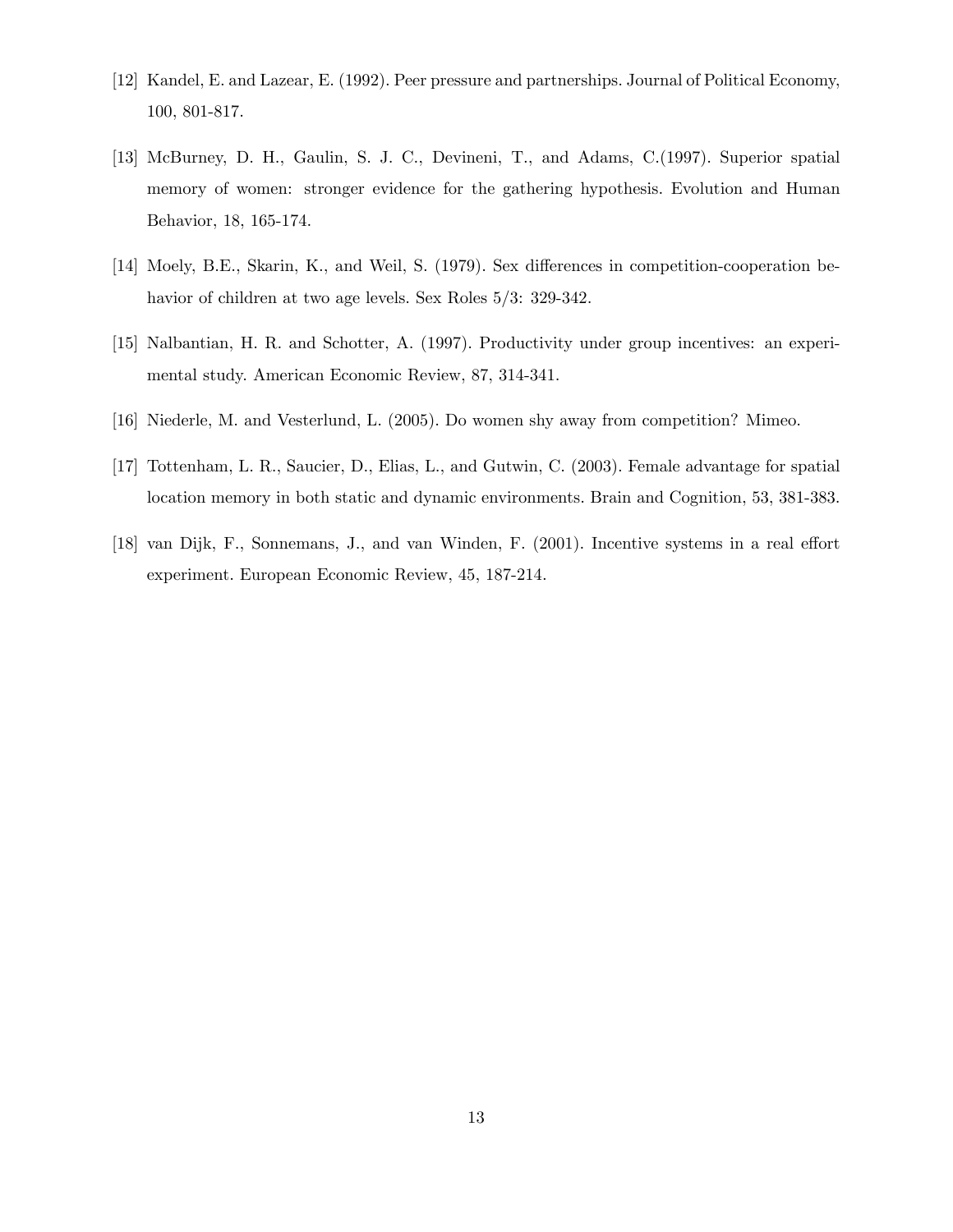[12] Kandel, E. and Lazear, E. (1992). Peer pressure and partnerships. Journal of Political Economy, 100, 801-817.

[13] McBurney, D. H., Gaulin, S. J. C., Devineni, T., and Adams, C.(1997). Superior spatial memory of women: stronger evidence for the gathering hypothesis. Evolution and Human Behavior, 18, 165-174.

[14] Moely, B.E., Skarin, K., and Weil, S. (1979). Sex differences in competition-cooperation behavior of children at two age levels. Sex Roles 5/3: 329-342.

[15] Nalbantian, H. R. and Schotter, A. (1997). Productivity under group incentives: an experimental study. American Economic Review, 87, 314-341.

[16] Niederle, M. and Vesterlund, L. (2005). Do women shy away from competition? Mimeo.

[17] Tottenham, L. R., Saucier, D., Elias, L., and Gutwin, C. (2003). Female advantage for spatial location memory in both static and dynamic environments. Brain and Cognition, 53, 381-383.

[18] van Dijk, F., Sonnemans, J., and van Winden, F. (2001). Incentive systems in a real effort experiment. European Economic Review, 45, 187-214.